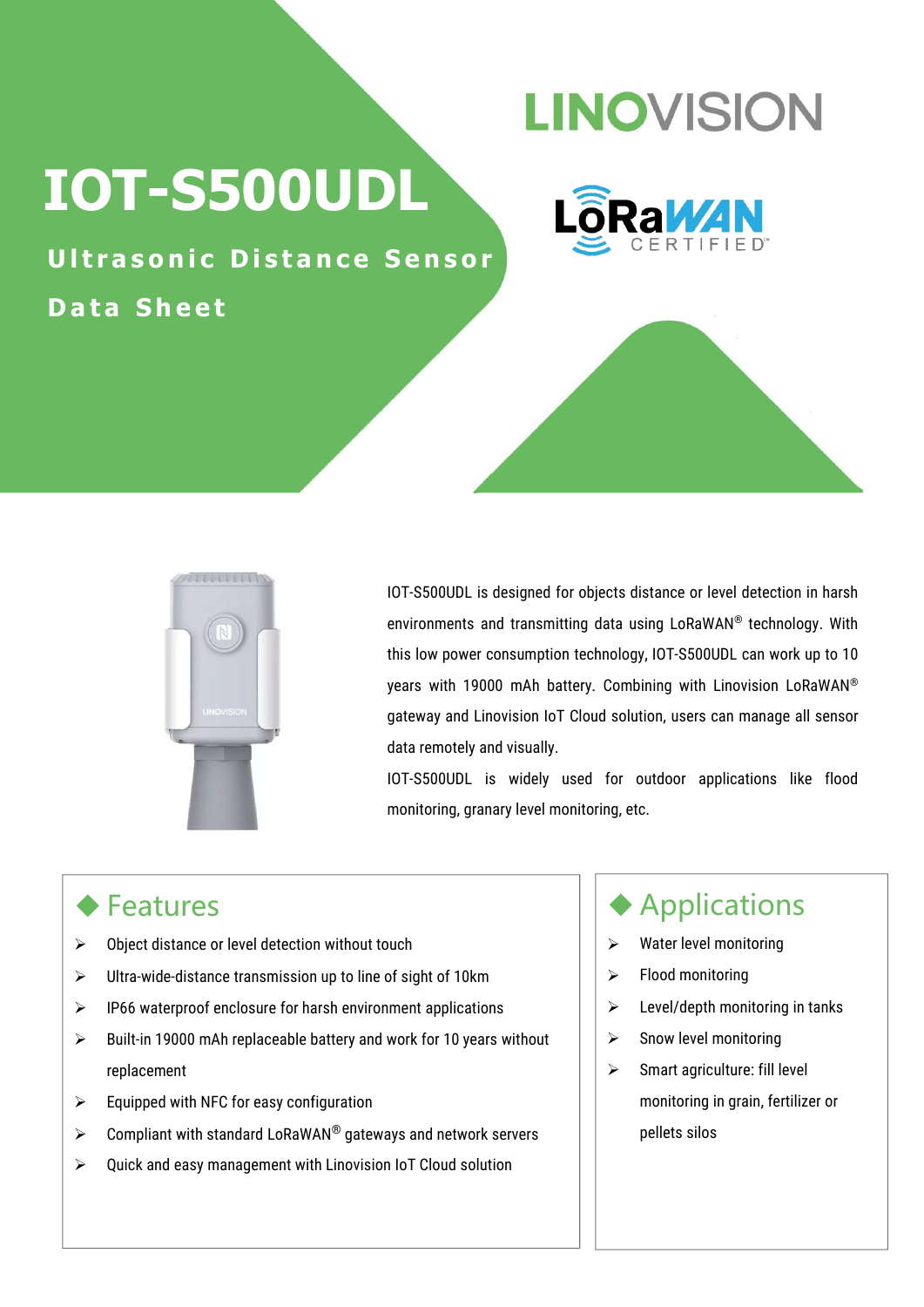LINOVISION

LoRaWAN CERTIFIED

# IOT-S500UDL

## Ultrasonic Distance Sensor

## Data Sheet

IOT-S500UDL is designed for objects distance or level detection in harsh environments and transmitting data using LoRaWAN® technology. With this low power consumption technology, IOT-S500UDL can work up to 10 years with 19000 mAh battery. Combining with Linovision LoRaWAN® gateway and Linovision IoT Cloud solution, users can manage all sensor data remotely and visually.

IOT-S500UDL is widely used for outdoor applications like flood monitoring, granary level monitoring, etc.

## ◆ Features

- Object distance or level detection without touch
- Ultra-wide-distance transmission up to line of sight of 10km
- IP66 waterproof enclosure for harsh environment applications
- Built-in 19000 mAh replaceable battery and work for 10 years without replacement
- Equipped with NFC for easy configuration
- Compliant with standard LoRaWAN® gateways and network servers
- Quick and easy management with Linovision IoT Cloud solution

## ◆ Applications

- Water level monitoring
- Flood monitoring
- Level/depth monitoring in tanks
- Snow level monitoring
- Smart agriculture: fill level monitoring in grain, fertilizer or pellets silos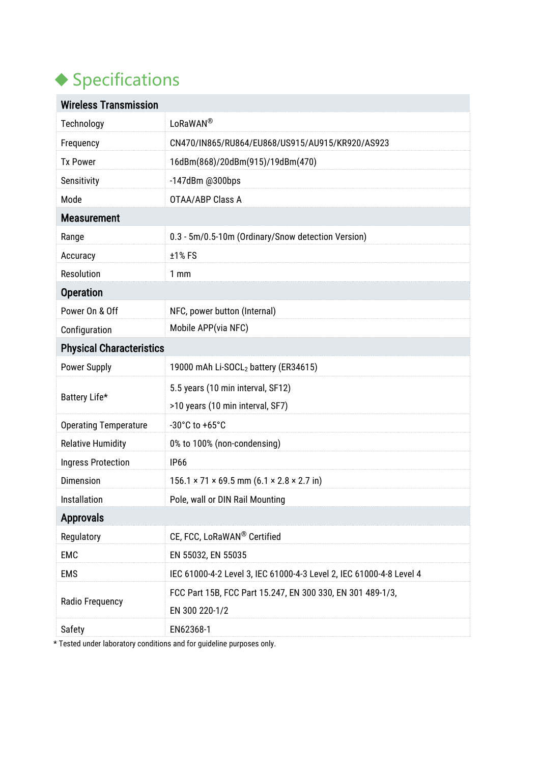# ◆ Specifications

| | |
|---|---|
| **Wireless Transmission** | |
| Technology | LoRaWAN® |
| Frequency | CN470/IN865/RU864/EU868/US915/AU915/KR920/AS923 |
| Tx Power | 16dBm(868)/20dBm(915)/19dBm(470) |
| Sensitivity | -147dBm @300bps |
| Mode | OTAA/ABP Class A |
| **Measurement** | |
| Range | 0.3 - 5m/0.5-10m (Ordinary/Snow detection Version) |
| Accuracy | ±1% FS |
| Resolution | 1 mm |
| **Operation** | |
| Power On & Off | NFC, power button (Internal) |
| Configuration | Mobile APP(via NFC) |
| **Physical Characteristics** | |
| Power Supply | 19000 mAh Li-$SOCL_2$ battery (ER34615) |
| Battery Life* | 5.5 years (10 min interval, SF12)<br>>10 years (10 min interval, SF7) |
| Operating Temperature | -30°C to +65°C |
| Relative Humidity | 0% to 100% (non-condensing) |
| Ingress Protection | IP66 |
| Dimension | 156.1 × 71 × 69.5 mm (6.1 × 2.8 × 2.7 in) |
| Installation | Pole, wall or DIN Rail Mounting |
| **Approvals** | |
| Regulatory | CE, FCC, LoRaWAN® Certified |
| EMC | EN 55032, EN 55035 |
| EMS | IEC 61000-4-2 Level 3, IEC 61000-4-3 Level 2, IEC 61000-4-8 Level 4 |
| Radio Frequency | FCC Part 15B, FCC Part 15.247, EN 300 330, EN 301 489-1/3,<br>EN 300 220-1/2 |
| Safety | EN62368-1 |

* Tested under laboratory conditions and for guideline purposes only.